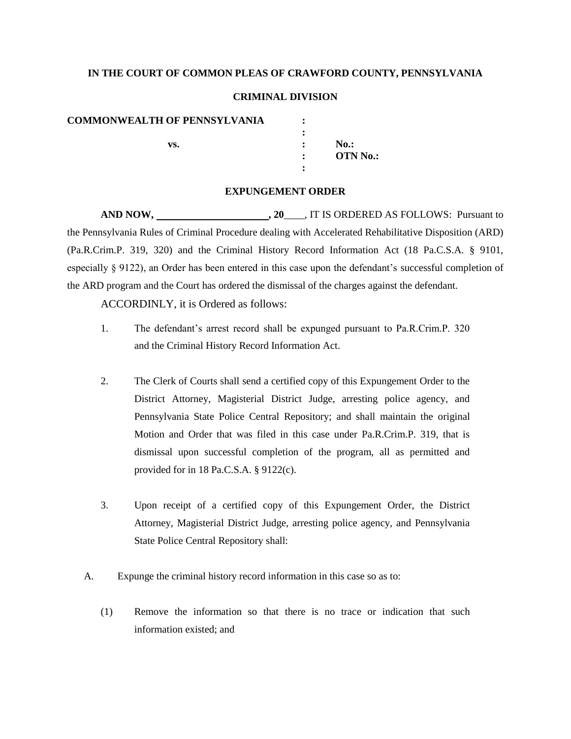**IN THE COURT OF COMMON PLEAS OF CRAWFORD COUNTY, PENNSYLVANIA**

**CRIMINAL DIVISION**

| | | |
|---|---|---|
| **COMMONWEALTH OF PENNSYLVANIA** | : | |
| | : | |
| **vs.** | : | **No.:** |
| | : | **OTN No.:** |
| | : | |

**EXPUNGEMENT ORDER**

**AND NOW, \_\_\_\_\_\_\_\_\_\_\_\_\_\_\_\_\_\_\_\_\_\_, 20**\_\_\_\_, IT IS ORDERED AS FOLLOWS: Pursuant to the Pennsylvania Rules of Criminal Procedure dealing with Accelerated Rehabilitative Disposition (ARD) (Pa.R.Crim.P. 319, 320) and the Criminal History Record Information Act (18 Pa.C.S.A. § 9101, especially § 9122), an Order has been entered in this case upon the defendant's successful completion of the ARD program and the Court has ordered the dismissal of the charges against the defendant.

ACCORDINLY, it is Ordered as follows:

1. The defendant's arrest record shall be expunged pursuant to Pa.R.Crim.P. 320 and the Criminal History Record Information Act.

2. The Clerk of Courts shall send a certified copy of this Expungement Order to the District Attorney, Magisterial District Judge, arresting police agency, and Pennsylvania State Police Central Repository; and shall maintain the original Motion and Order that was filed in this case under Pa.R.Crim.P. 319, that is dismissal upon successful completion of the program, all as permitted and provided for in 18 Pa.C.S.A. § 9122(c).

3. Upon receipt of a certified copy of this Expungement Order, the District Attorney, Magisterial District Judge, arresting police agency, and Pennsylvania State Police Central Repository shall:

A. Expunge the criminal history record information in this case so as to:

(1) Remove the information so that there is no trace or indication that such information existed; and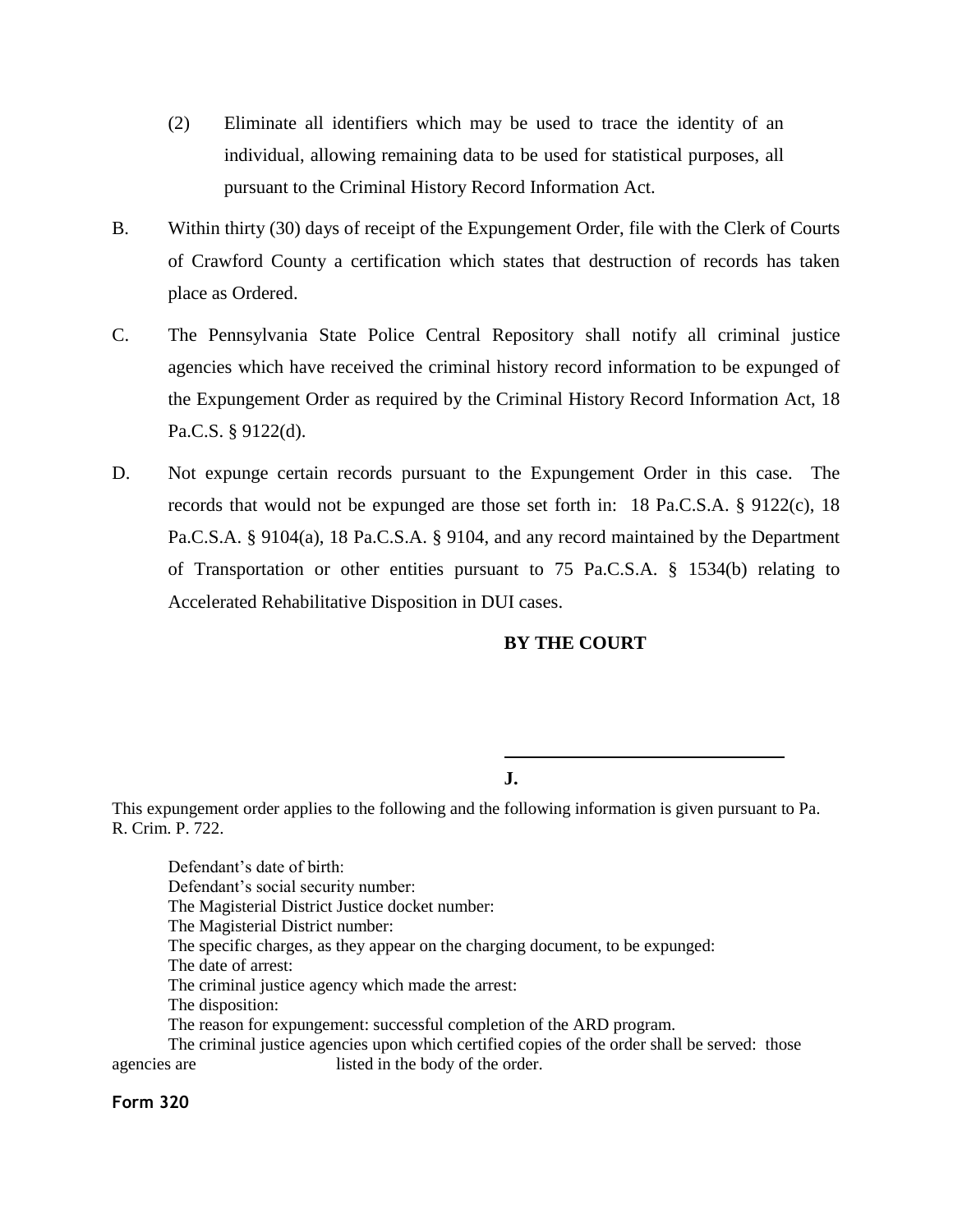(2) Eliminate all identifiers which may be used to trace the identity of an individual, allowing remaining data to be used for statistical purposes, all pursuant to the Criminal History Record Information Act.

B. Within thirty (30) days of receipt of the Expungement Order, file with the Clerk of Courts of Crawford County a certification which states that destruction of records has taken place as Ordered.

C. The Pennsylvania State Police Central Repository shall notify all criminal justice agencies which have received the criminal history record information to be expunged of the Expungement Order as required by the Criminal History Record Information Act, 18 Pa.C.S. § 9122(d).

D. Not expunge certain records pursuant to the Expungement Order in this case. The records that would not be expunged are those set forth in: 18 Pa.C.S.A. § 9122(c), 18 Pa.C.S.A. § 9104(a), 18 Pa.C.S.A. § 9104, and any record maintained by the Department of Transportation or other entities pursuant to 75 Pa.C.S.A. § 1534(b) relating to Accelerated Rehabilitative Disposition in DUI cases.

**BY THE COURT**

______________________________

**J.**

This expungement order applies to the following and the following information is given pursuant to Pa. R. Crim. P. 722.

Defendant's date of birth:
Defendant's social security number:
The Magisterial District Justice docket number:
The Magisterial District number:
The specific charges, as they appear on the charging document, to be expunged:
The date of arrest:
The criminal justice agency which made the arrest:
The disposition:
The reason for expungement: successful completion of the ARD program.
The criminal justice agencies upon which certified copies of the order shall be served: those agencies are listed in the body of the order.

**Form 320**